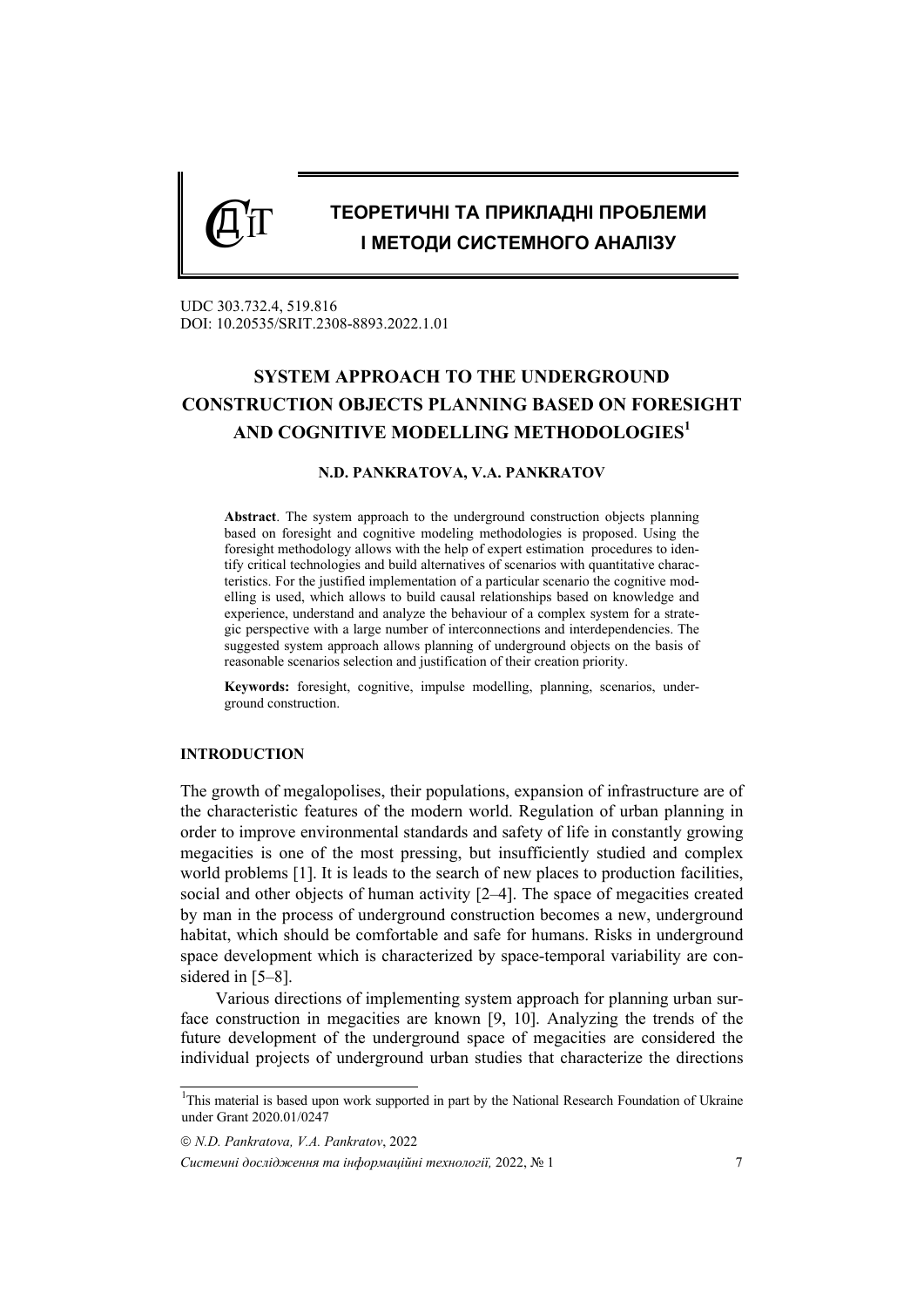# ТЕОРЕТИЧНІ ТА ПРИКЛАДНІ ПРОБЛЕМИ І МЕТОДИ СИСТЕМНОГО АНАЛІЗУ

UDC 303.732.4, 519.816
DOI: 10.20535/SRIT.2308-8893.2022.1.01

## SYSTEM APPROACH TO THE UNDERGROUND CONSTRUCTION OBJECTS PLANNING BASED ON FORESIGHT AND COGNITIVE MODELLING METHODOLOGIES[1]

**N.D. PANKRATOVA, V.A. PANKRATOV**

**Abstract**. The system approach to the underground construction objects planning based on foresight and cognitive modeling methodologies is proposed. Using the foresight methodology allows with the help of expert estimation procedures to identify critical technologies and build alternatives of scenarios with quantitative characteristics. For the justified implementation of a particular scenario the cognitive modelling is used, which allows to build causal relationships based on knowledge and experience, understand and analyze the behaviour of a complex system for a strategic perspective with a large number of interconnections and interdependencies. The suggested system approach allows planning of underground objects on the basis of reasonable scenarios selection and justification of their creation priority.

**Keywords:** foresight, cognitive, impulse modelling, planning, scenarios, underground construction.

### INTRODUCTION

The growth of megalopolises, their populations, expansion of infrastructure are of the characteristic features of the modern world. Regulation of urban planning in order to improve environmental standards and safety of life in constantly growing megacities is one of the most pressing, but insufficiently studied and complex world problems [1]. It is leads to the search of new places to production facilities, social and other objects of human activity [2–4]. The space of megacities created by man in the process of underground construction becomes a new, underground habitat, which should be comfortable and safe for humans. Risks in underground space development which is characterized by space-temporal variability are considered in [5–8].

Various directions of implementing system approach for planning urban surface construction in megacities are known [9, 10]. Analyzing the trends of the future development of the underground space of megacities are considered the individual projects of underground urban studies that characterize the directions

---

[1]This material is based upon work supported in part by the National Research Foundation of Ukraine under Grant 2020.01/0247

© *N.D. Pankratova, V.A. Pankratov*, 2022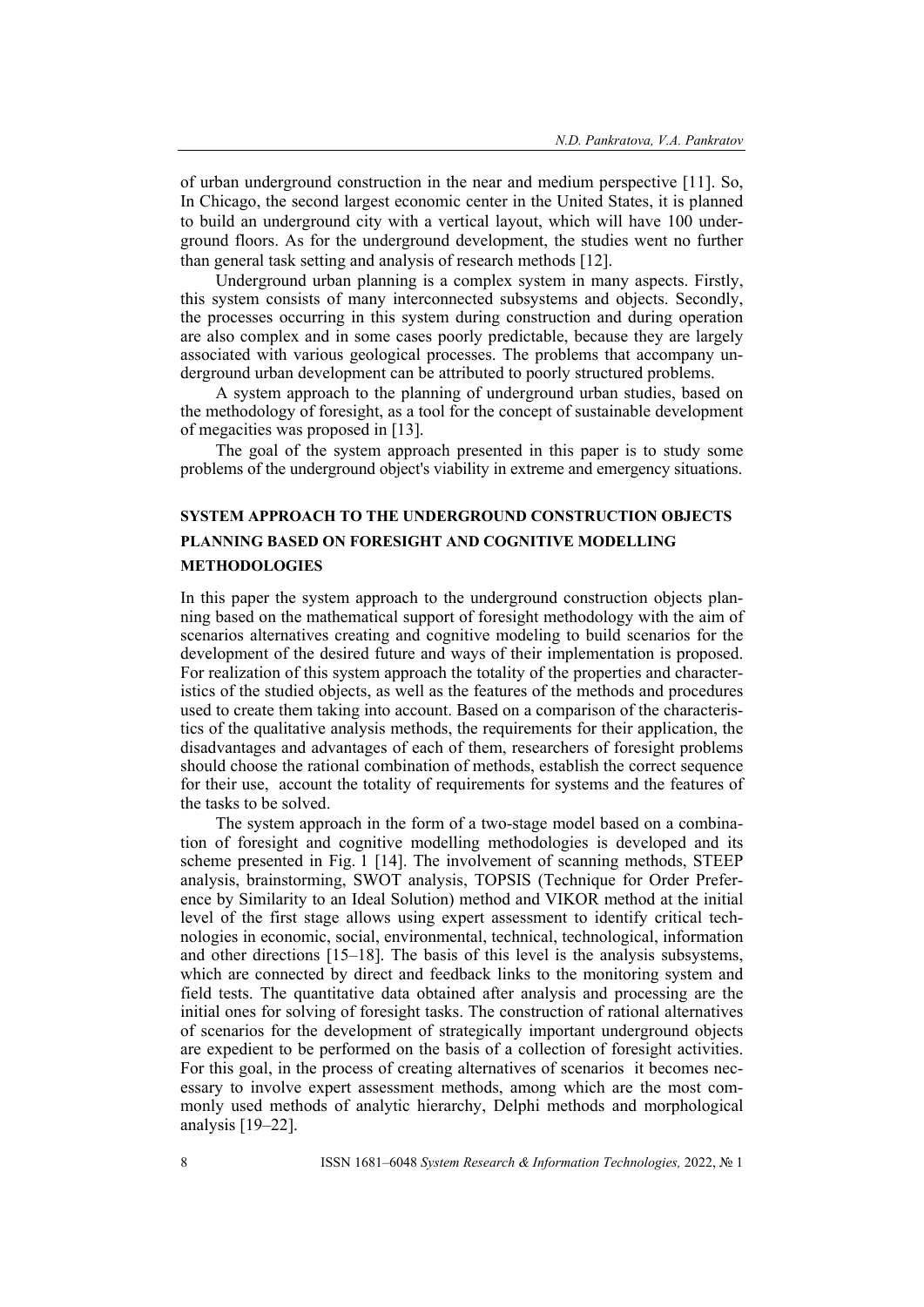of urban underground construction in the near and medium perspective [11]. So, In Chicago, the second largest economic center in the United States, it is planned to build an underground city with a vertical layout, which will have 100 underground floors. As for the underground development, the studies went no further than general task setting and analysis of research methods [12].

Underground urban planning is a complex system in many aspects. Firstly, this system consists of many interconnected subsystems and objects. Secondly, the processes occurring in this system during construction and during operation are also complex and in some cases poorly predictable, because they are largely associated with various geological processes. The problems that accompany underground urban development can be attributed to poorly structured problems.

A system approach to the planning of underground urban studies, based on the methodology of foresight, as a tool for the concept of sustainable development of megacities was proposed in [13].

The goal of the system approach presented in this paper is to study some problems of the underground object's viability in extreme and emergency situations.

## SYSTEM APPROACH TO THE UNDERGROUND CONSTRUCTION OBJECTS PLANNING BASED ON FORESIGHT AND COGNITIVE MODELLING METHODOLOGIES

In this paper the system approach to the underground construction objects planning based on the mathematical support of foresight methodology with the aim of scenarios alternatives creating and cognitive modeling to build scenarios for the development of the desired future and ways of their implementation is proposed. For realization of this system approach the totality of the properties and characteristics of the studied objects, as well as the features of the methods and procedures used to create them taking into account. Based on a comparison of the characteristics of the qualitative analysis methods, the requirements for their application, the disadvantages and advantages of each of them, researchers of foresight problems should choose the rational combination of methods, establish the correct sequence for their use, account the totality of requirements for systems and the features of the tasks to be solved.

The system approach in the form of a two-stage model based on a combination of foresight and cognitive modelling methodologies is developed and its scheme presented in Fig. 1 [14]. The involvement of scanning methods, STEEP analysis, brainstorming, SWOT analysis, TOPSIS (Technique for Order Preference by Similarity to an Ideal Solution) method and VIKOR method at the initial level of the first stage allows using expert assessment to identify critical technologies in economic, social, environmental, technical, technological, information and other directions [15–18]. The basis of this level is the analysis subsystems, which are connected by direct and feedback links to the monitoring system and field tests. The quantitative data obtained after analysis and processing are the initial ones for solving of foresight tasks. The construction of rational alternatives of scenarios for the development of strategically important underground objects are expedient to be performed on the basis of a collection of foresight activities. For this goal, in the process of creating alternatives of scenarios it becomes necessary to involve expert assessment methods, among which are the most commonly used methods of analytic hierarchy, Delphi methods and morphological analysis [19–22].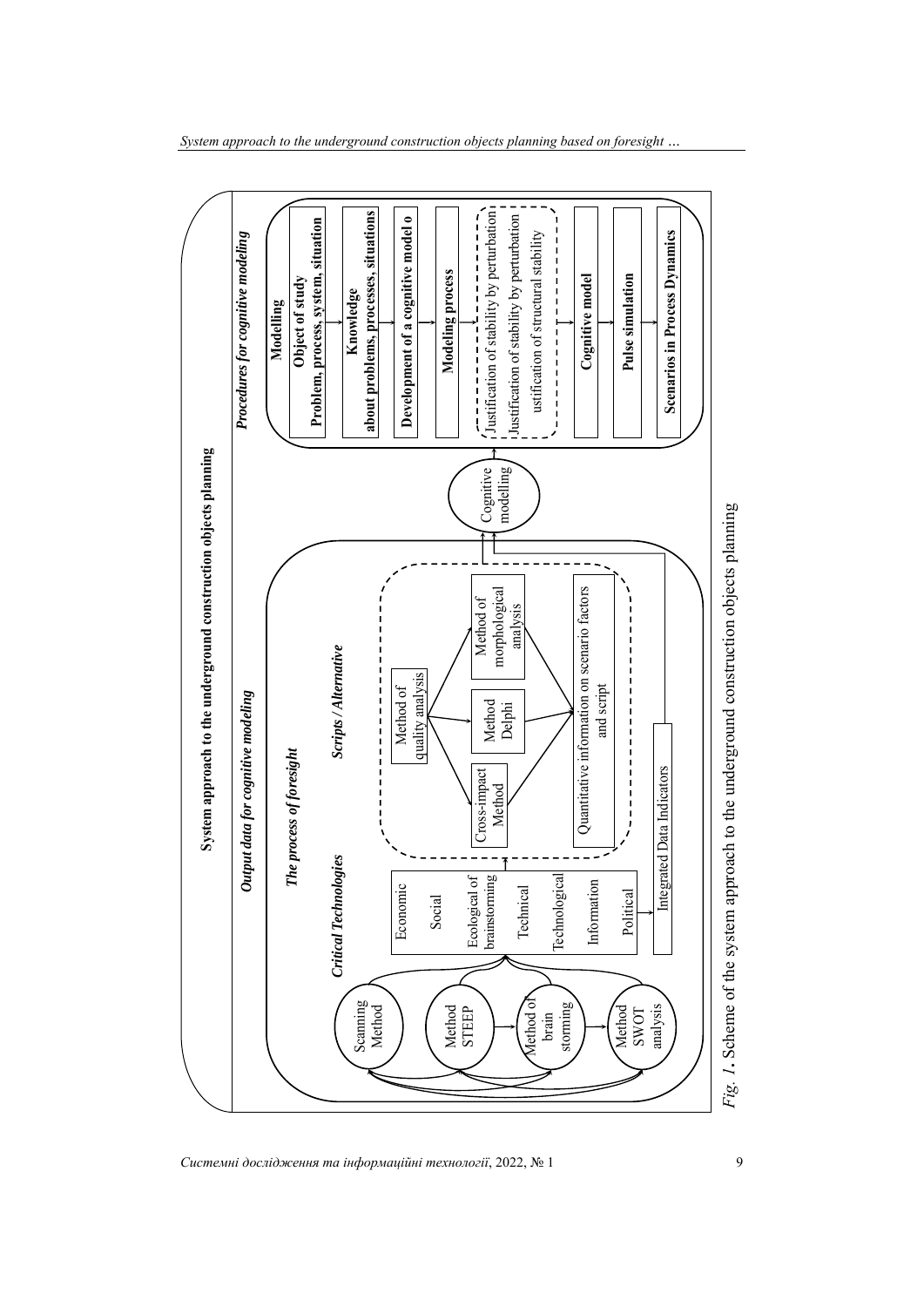**System approach to the underground construction objects planning**

*Output data for cognitive modeling*

*The process of foresight*

Scanning Method

Method STEEP

Method of brain storming

Method SWOT analysis

*Critical Technologies*

- Economic
- Social
- Ecological of brainstorming
- Technical
- Technological
- Information
- Political

Integrated Data Indicators

*Scripts / Alternative*

Method of quality analysis

Cross-impact Method

Method Delphi

Method of morphological analysis

Quantitative information on scenario factors and script

Cognitive modelling

*Procedures for cognitive modeling*

**Modelling**

**Object of study**
**Problem, process, system, situation**

**Knowledge**
**about problems, processes, situations**

**Development of a cognitive model o**

**Modeling process**

Justification of stability by perturbation
Justification of stability by perturbation
ustification of structural stability

**Cognitive model**

**Pulse simulation**

**Scenarios in Process Dynamics**

*Fig. 1.* Scheme of the system approach to the underground construction objects planning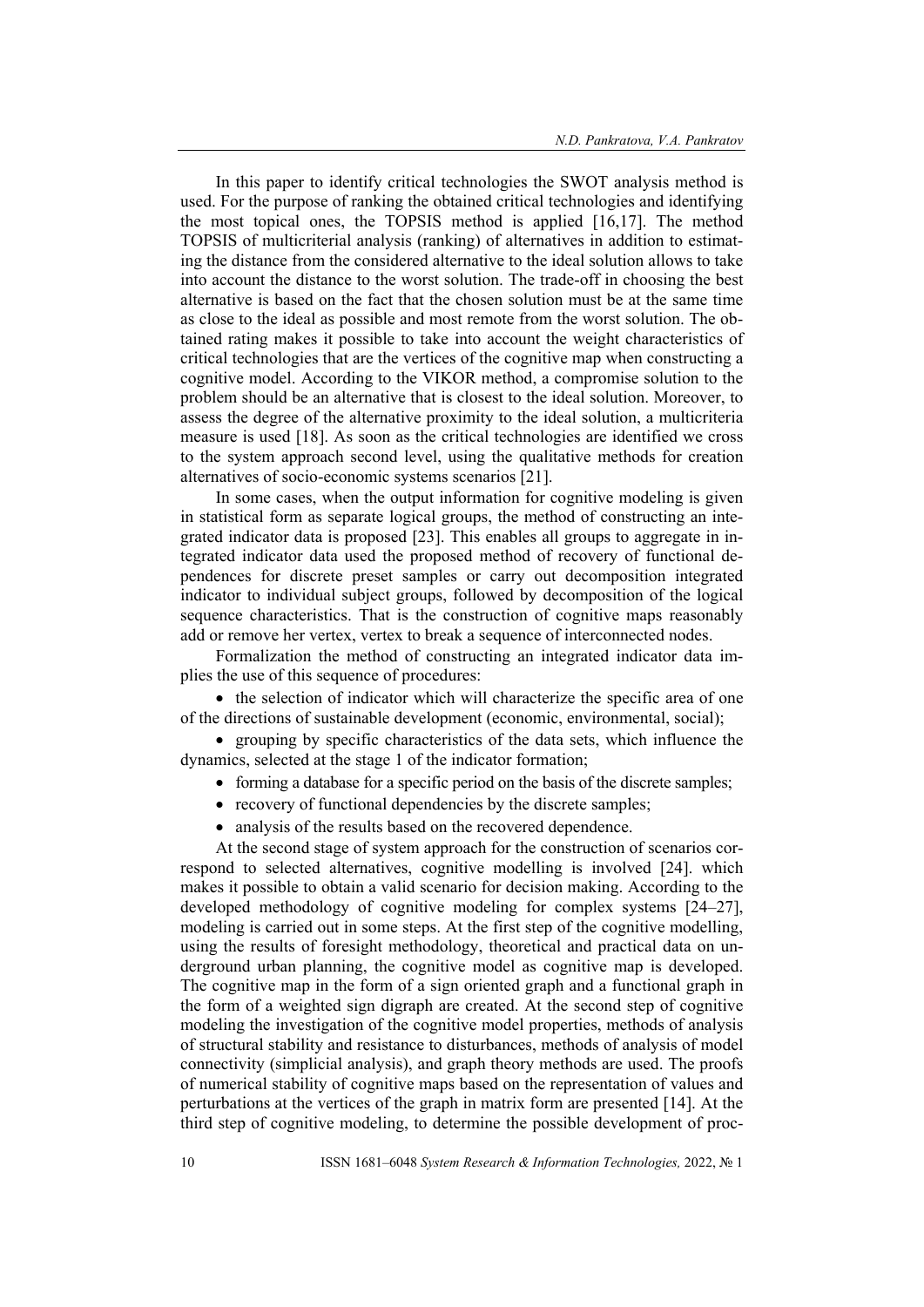In this paper to identify critical technologies the SWOT analysis method is used. For the purpose of ranking the obtained critical technologies and identifying the most topical ones, the TOPSIS method is applied [16,17]. The method TOPSIS of multicriterial analysis (ranking) of alternatives in addition to estimating the distance from the considered alternative to the ideal solution allows to take into account the distance to the worst solution. The trade-off in choosing the best alternative is based on the fact that the chosen solution must be at the same time as close to the ideal as possible and most remote from the worst solution. The obtained rating makes it possible to take into account the weight characteristics of critical technologies that are the vertices of the cognitive map when constructing a cognitive model. According to the VIKOR method, a compromise solution to the problem should be an alternative that is closest to the ideal solution. Moreover, to assess the degree of the alternative proximity to the ideal solution, a multicriteria measure is used [18]. As soon as the critical technologies are identified we cross to the system approach second level, using the qualitative methods for creation alternatives of socio-economic systems scenarios [21].

In some cases, when the output information for cognitive modeling is given in statistical form as separate logical groups, the method of constructing an integrated indicator data is proposed [23]. This enables all groups to aggregate in integrated indicator data used the proposed method of recovery of functional dependences for discrete preset samples or carry out decomposition integrated indicator to individual subject groups, followed by decomposition of the logical sequence characteristics. That is the construction of cognitive maps reasonably add or remove her vertex, vertex to break a sequence of interconnected nodes.

Formalization the method of constructing an integrated indicator data implies the use of this sequence of procedures:

- the selection of indicator which will characterize the specific area of one of the directions of sustainable development (economic, environmental, social);
- grouping by specific characteristics of the data sets, which influence the dynamics, selected at the stage 1 of the indicator formation;
- forming a database for a specific period on the basis of the discrete samples;
- recovery of functional dependencies by the discrete samples;
- analysis of the results based on the recovered dependence.

At the second stage of system approach for the construction of scenarios correspond to selected alternatives, cognitive modelling is involved [24]. which makes it possible to obtain a valid scenario for decision making. According to the developed methodology of cognitive modeling for complex systems [24–27], modeling is carried out in some steps. At the first step of the cognitive modelling, using the results of foresight methodology, theoretical and practical data on underground urban planning, the cognitive model as cognitive map is developed. The cognitive map in the form of a sign oriented graph and a functional graph in the form of a weighted sign digraph are created. At the second step of cognitive modeling the investigation of the cognitive model properties, methods of analysis of structural stability and resistance to disturbances, methods of analysis of model connectivity (simplicial analysis), and graph theory methods are used. The proofs of numerical stability of cognitive maps based on the representation of values and perturbations at the vertices of the graph in matrix form are presented [14]. At the third step of cognitive modeling, to determine the possible development of proc-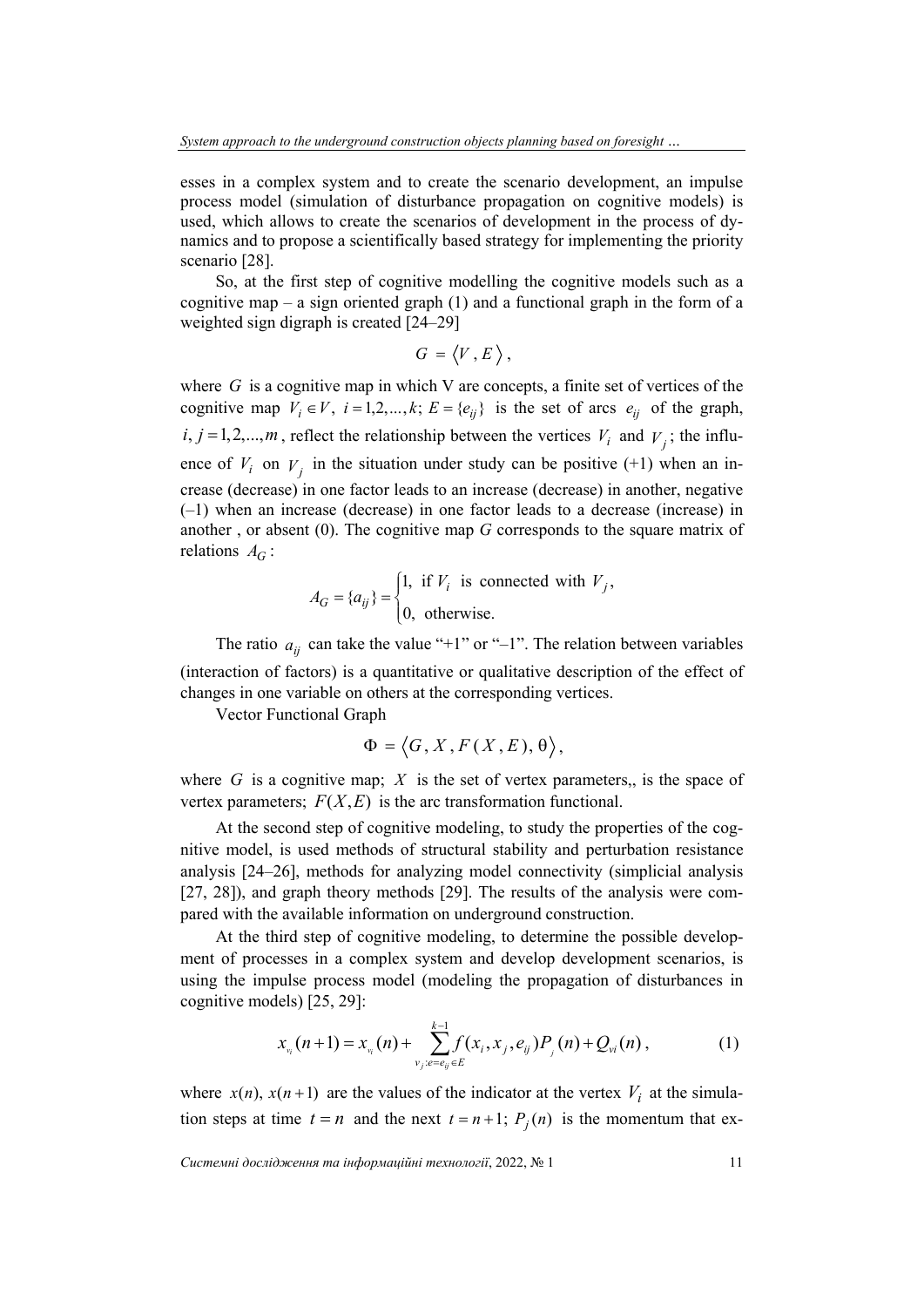esses in a complex system and to create the scenario development, an impulse process model (simulation of disturbance propagation on cognitive models) is used, which allows to create the scenarios of development in the process of dynamics and to propose a scientifically based strategy for implementing the priority scenario [28].

So, at the first step of cognitive modelling the cognitive models such as a cognitive map – a sign oriented graph (1) and a functional graph in the form of a weighted sign digraph is created [24–29]

$$G = \langle V , E \rangle ,$$

where $G$ is a cognitive map in which V are concepts, a finite set of vertices of the cognitive map $V_i \in V$, $i = 1,2,...,k$; $E = \{e_{ij}\}$ is the set of arcs $e_{ij}$ of the graph, $i, j = 1,2,...,m$, reflect the relationship between the vertices $V_i$ and $V_j$; the influence of $V_i$ on $V_j$ in the situation under study can be positive (+1) when an increase (decrease) in one factor leads to an increase (decrease) in another, negative (–1) when an increase (decrease) in one factor leads to a decrease (increase) in another , or absent (0). The cognitive map $G$ corresponds to the square matrix of relations $A_G$:

$$A_G = \{a_{ij}\} = \begin{cases} 1, & \text{if } V_i \text{ is connected with } V_j, \\ 0, & \text{otherwise.} \end{cases}$$

The ratio $a_{ij}$ can take the value "+1" or "–1". The relation between variables (interaction of factors) is a quantitative or qualitative description of the effect of changes in one variable on others at the corresponding vertices.

Vector Functional Graph

$$\Phi = \langle G , X , F ( X , E ), \theta \rangle ,$$

where $G$ is a cognitive map; $X$ is the set of vertex parameters,, is the space of vertex parameters; $F(X, E)$ is the arc transformation functional.

At the second step of cognitive modeling, to study the properties of the cognitive model, is used methods of structural stability and perturbation resistance analysis [24–26], methods for analyzing model connectivity (simplicial analysis [27, 28]), and graph theory methods [29]. The results of the analysis were compared with the available information on underground construction.

At the third step of cognitive modeling, to determine the possible development of processes in a complex system and develop development scenarios, is using the impulse process model (modeling the propagation of disturbances in cognitive models) [25, 29]:

$$x_{v_i}(n+1) = x_{v_i}(n) + \sum_{v_j : e = e_{ij} \in E}^{k-1} f(x_i, x_j, e_{ij}) P_j(n) + Q_{vi}(n) , \tag{1}$$

where $x(n)$, $x(n+1)$ are the values of the indicator at the vertex $V_i$ at the simulation steps at time $t = n$ and the next $t = n+1$; $P_j(n)$ is the momentum that ex-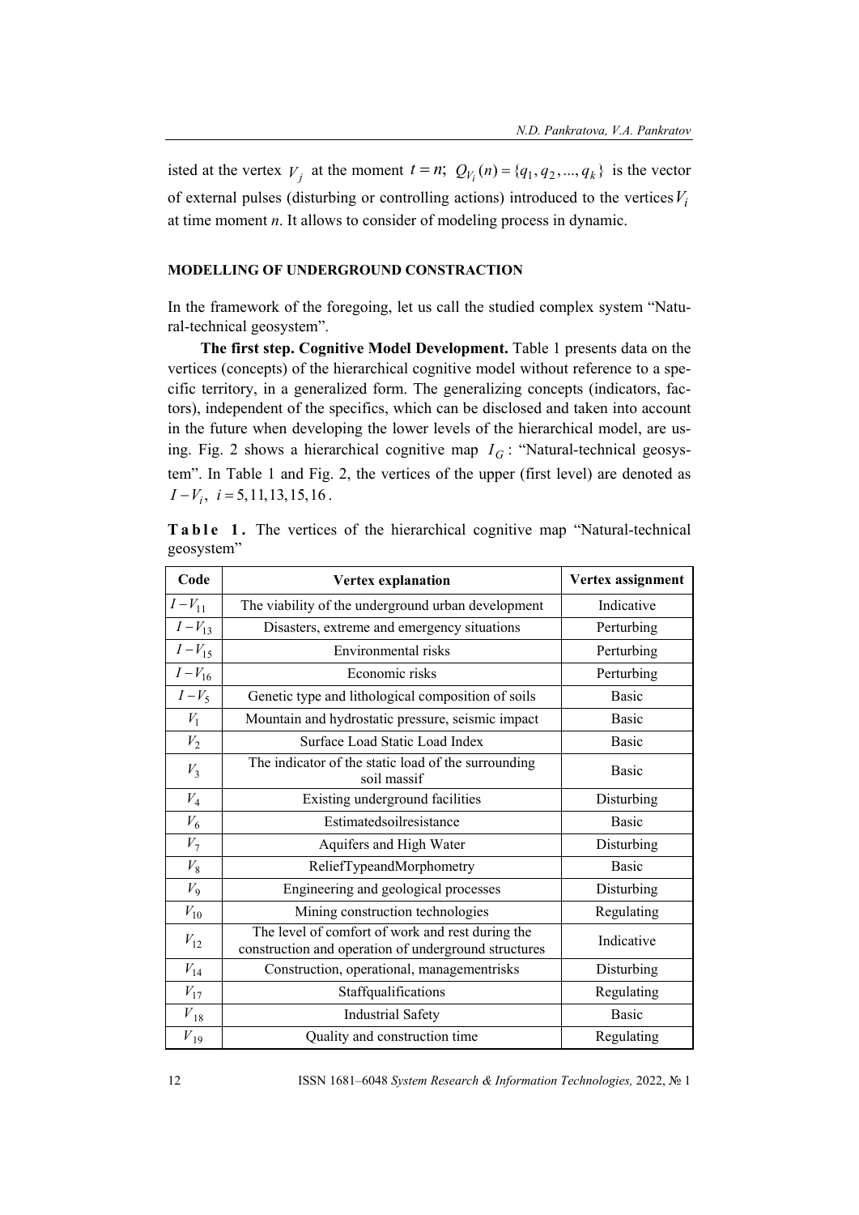isted at the vertex $V_j$ at the moment $t = n$; $Q_{V_i}(n) = \{q_1, q_2, ..., q_k\}$ is the vector of external pulses (disturbing or controlling actions) introduced to the vertices $V_i$ at time moment *n*. It allows to consider of modeling process in dynamic.

## MODELLING OF UNDERGROUND CONSTRACTION

In the framework of the foregoing, let us call the studied complex system "Natural-technical geosystem".

**The first step. Cognitive Model Development.** Table 1 presents data on the vertices (concepts) of the hierarchical cognitive model without reference to a specific territory, in a generalized form. The generalizing concepts (indicators, factors), independent of the specifics, which can be disclosed and taken into account in the future when developing the lower levels of the hierarchical model, are using. Fig. 2 shows a hierarchical cognitive map $I_G$: "Natural-technical geosystem". In Table 1 and Fig. 2, the vertices of the upper (first level) are denoted as $I - V_i$, $i = 5, 11, 13, 15, 16$.

**Table 1.** The vertices of the hierarchical cognitive map "Natural-technical geosystem"

| Code | Vertex explanation | Vertex assignment |
|---|---|---|
| $I - V_{11}$ | The viability of the underground urban development | Indicative |
| $I - V_{13}$ | Disasters, extreme and emergency situations | Perturbing |
| $I - V_{15}$ | Environmental risks | Perturbing |
| $I - V_{16}$ | Economic risks | Perturbing |
| $I - V_5$ | Genetic type and lithological composition of soils | Basic |
| $V_1$ | Mountain and hydrostatic pressure, seismic impact | Basic |
| $V_2$ | Surface Load Static Load Index | Basic |
| $V_3$ | The indicator of the static load of the surrounding soil massif | Basic |
| $V_4$ | Existing underground facilities | Disturbing |
| $V_6$ | Estimatedsoilresistance | Basic |
| $V_7$ | Aquifers and High Water | Disturbing |
| $V_8$ | ReliefTypeandMorphometry | Basic |
| $V_9$ | Engineering and geological processes | Disturbing |
| $V_{10}$ | Mining construction technologies | Regulating |
| $V_{12}$ | The level of comfort of work and rest during the construction and operation of underground structures | Indicative |
| $V_{14}$ | Construction, operational, managementrisks | Disturbing |
| $V_{17}$ | Staffqualifications | Regulating |
| $V_{18}$ | Industrial Safety | Basic |
| $V_{19}$ | Quality and construction time | Regulating |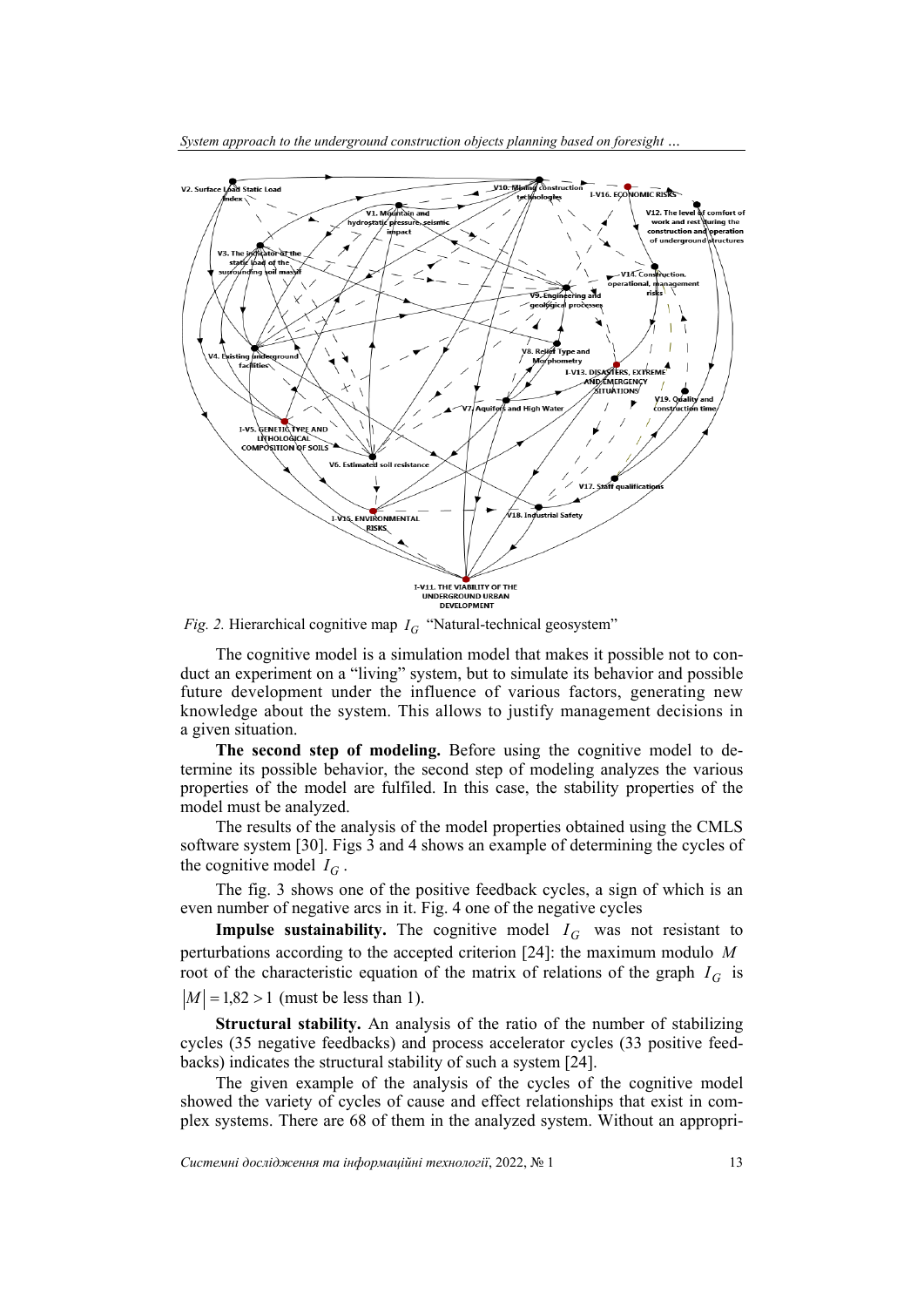*Fig. 2.* Hierarchical cognitive map $I_G$ "Natural-technical geosystem"

The cognitive model is a simulation model that makes it possible not to conduct an experiment on a "living" system, but to simulate its behavior and possible future development under the influence of various factors, generating new knowledge about the system. This allows to justify management decisions in a given situation.

**The second step of modeling.** Before using the cognitive model to determine its possible behavior, the second step of modeling analyzes the various properties of the model are fulfiled. In this case, the stability properties of the model must be analyzed.

The results of the analysis of the model properties obtained using the CMLS software system [30]. Figs 3 and 4 shows an example of determining the cycles of the cognitive model $I_G$.

The fig. 3 shows one of the positive feedback cycles, a sign of which is an even number of negative arcs in it. Fig. 4 one of the negative cycles

**Impulse sustainability.** The cognitive model $I_G$ was not resistant to perturbations according to the accepted criterion [24]: the maximum modulo $M$ root of the characteristic equation of the matrix of relations of the graph $I_G$ is $|M| = 1{,}82 > 1$ (must be less than 1).

**Structural stability.** An analysis of the ratio of the number of stabilizing cycles (35 negative feedbacks) and process accelerator cycles (33 positive feedbacks) indicates the structural stability of such a system [24].

The given example of the analysis of the cycles of the cognitive model showed the variety of cycles of cause and effect relationships that exist in complex systems. There are 68 of them in the analyzed system. Without an appropri-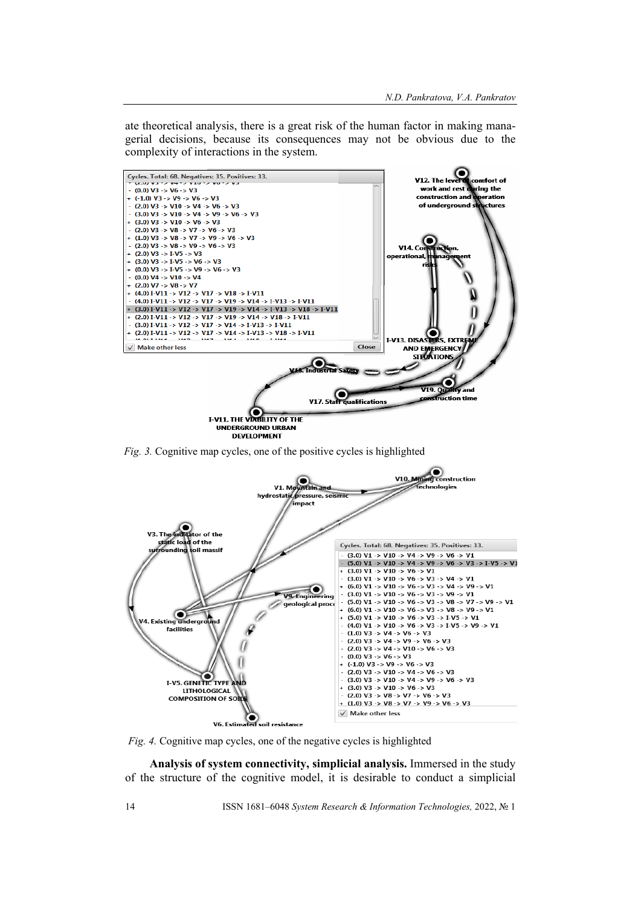ate theoretical analysis, there is a great risk of the human factor in making managerial decisions, because its consequences may not be obvious due to the complexity of interactions in the system.

*Fig. 3.* Cognitive map cycles, one of the positive cycles is highlighted

*Fig. 4.* Cognitive map cycles, one of the negative cycles is highlighted

**Analysis of system connectivity, simplicial analysis.** Immersed in the study of the structure of the cognitive model, it is desirable to conduct a simplicial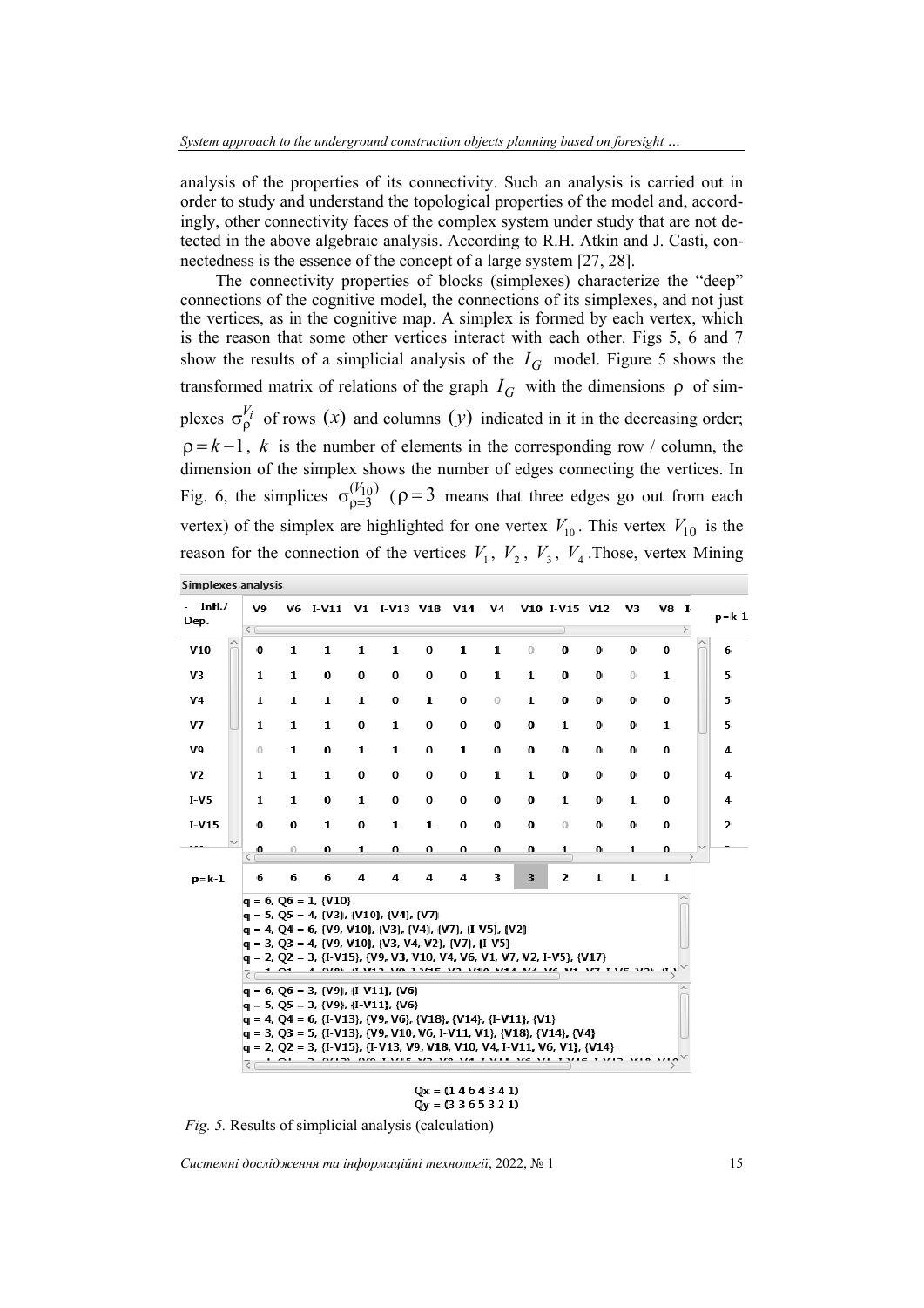analysis of the properties of its connectivity. Such an analysis is carried out in order to study and understand the topological properties of the model and, accordingly, other connectivity faces of the complex system under study that are not detected in the above algebraic analysis. According to R.H. Atkin and J. Casti, connectedness is the essence of the concept of a large system [27, 28].

The connectivity properties of blocks (simplexes) characterize the "deep" connections of the cognitive model, the connections of its simplexes, and not just the vertices, as in the cognitive map. A simplex is formed by each vertex, which is the reason that some other vertices interact with each other. Figs 5, 6 and 7 show the results of a simplicial analysis of the $I_G$ model. Figure 5 shows the transformed matrix of relations of the graph $I_G$ with the dimensions $\rho$ of simplexes $\sigma_{\rho}^{V_i}$ of rows $(x)$ and columns $(y)$ indicated in it in the decreasing order; $\rho = k-1$, $k$ is the number of elements in the corresponding row / column, the dimension of the simplex shows the number of edges connecting the vertices. In Fig. 6, the simplices $\sigma_{\rho=3}^{(V_{10})}$ ($\rho = 3$ means that three edges go out from each vertex) of the simplex are highlighted for one vertex $V_{10}$. This vertex $V_{10}$ is the reason for the connection of the vertices $V_1$, $V_2$, $V_3$, $V_4$. Those, vertex Mining

Simplexes analysis

| Infl./Dep. | V9 | V6 | I-V11 | V1 | I-V13 | V18 | V14 | V4 | V10 | I-V15 | V12 | V3 | V8 | p=k-1 |
|---|---|---|---|---|---|---|---|---|---|---|---|---|---|---|
| V10 | 0 | 1 | 1 | 1 | 1 | 0 | 1 | 1 | 0 | 0 | 0 | 0 | 0 | 6 |
| V3 | 1 | 1 | 0 | 0 | 0 | 0 | 0 | 1 | 1 | 0 | 0 | 0 | 1 | 5 |
| V4 | 1 | 1 | 1 | 1 | 0 | 1 | 0 | 0 | 1 | 0 | 0 | 0 | 0 | 5 |
| V7 | 1 | 1 | 1 | 0 | 1 | 0 | 0 | 0 | 0 | 1 | 0 | 0 | 1 | 5 |
| V9 | 0 | 1 | 0 | 1 | 1 | 0 | 1 | 0 | 0 | 0 | 0 | 0 | 0 | 4 |
| V2 | 1 | 1 | 1 | 0 | 0 | 0 | 0 | 1 | 1 | 0 | 0 | 0 | 0 | 4 |
| I-V5 | 1 | 1 | 0 | 1 | 0 | 0 | 0 | 0 | 0 | 1 | 0 | 1 | 0 | 4 |
| I-V15 | 0 | 0 | 1 | 0 | 1 | 1 | 0 | 0 | 0 | 0 | 0 | 0 | 0 | 2 |
| p=k-1 | 6 | 6 | 6 | 4 | 4 | 4 | 4 | 3 | 3 | 2 | 1 | 1 | 1 | |

q = 6, Q6 = 1, {V10}
q = 5, Q5 = 4, {V3}, {V10}, {V4}, {V7}
q = 4, Q4 = 6, {V9, V10}, {V3}, {V4}, {V7}, {I-V5}, {V2}
q = 3, Q3 = 4, {V9, V10}, {V3, V4, V2}, {V7}, {I-V5}
q = 2, Q2 = 3, {I-V15}, {V9, V3, V10, V4, V6, V1, V7, V2, I-V5}, {V17}

q = 6, Q6 = 3, {V9}, {I-V11}, {V6}
q = 5, Q5 = 3, {V9}, {I-V11}, {V6}
q = 4, Q4 = 6, {I-V13}, {V9, V6}, {V18}, {V14}, {I-V11}, {V1}
q = 3, Q3 = 5, {I-V13}, {V9, V10, V6, I-V11, V1}, {V18}, {V14}, {V4}
q = 2, Q2 = 3, {I-V15}, {I-V13, V9, V18, V10, V4, I-V11, V6, V1}, {V14}

Qx = (1 4 6 4 3 4 1)
Qy = (3 3 6 5 3 2 1)

*Fig. 5.* Results of simplicial analysis (calculation)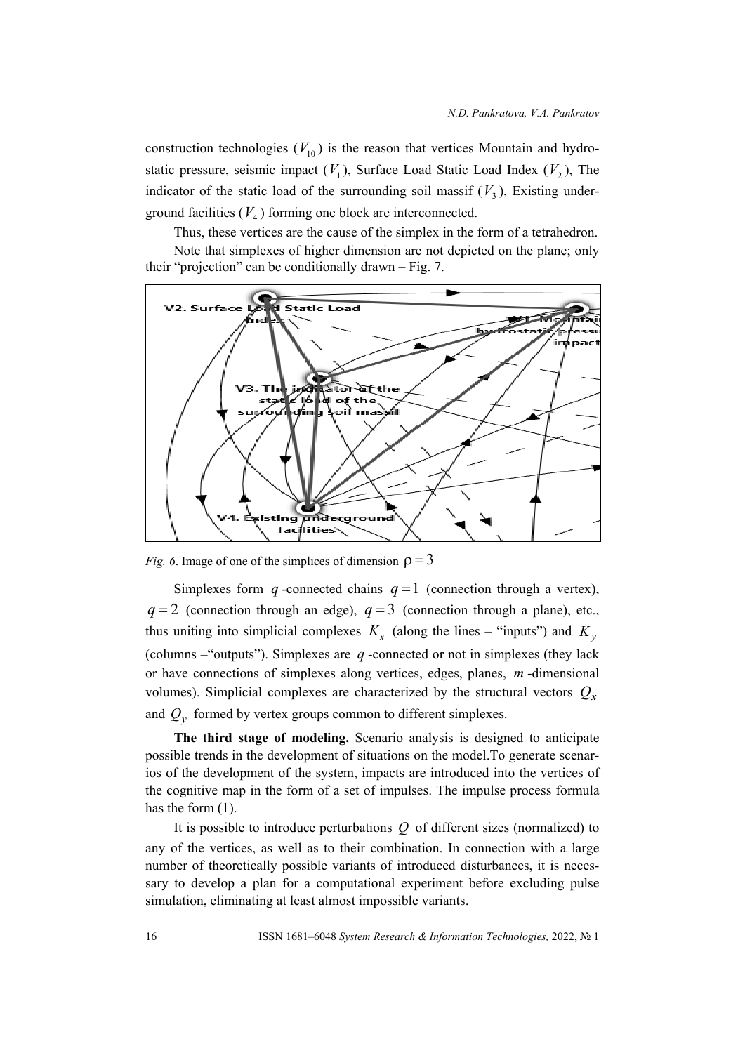construction technologies ($V_{10}$) is the reason that vertices Mountain and hydrostatic pressure, seismic impact ($V_1$), Surface Load Static Load Index ($V_2$), The indicator of the static load of the surrounding soil massif ($V_3$), Existing underground facilities ($V_4$) forming one block are interconnected.

Thus, these vertices are the cause of the simplex in the form of a tetrahedron.

Note that simplexes of higher dimension are not depicted on the plane; only their "projection" can be conditionally drawn – Fig. 7.

*Fig. 6.* Image of one of the simplices of dimension $\rho = 3$

Simplexes form $q$-connected chains $q = 1$ (connection through a vertex), $q = 2$ (connection through an edge), $q = 3$ (connection through a plane), etc., thus uniting into simplicial complexes $K_x$ (along the lines – "inputs") and $K_y$ (columns –"outputs"). Simplexes are $q$-connected or not in simplexes (they lack or have connections of simplexes along vertices, edges, planes, $m$-dimensional volumes). Simplicial complexes are characterized by the structural vectors $Q_x$ and $Q_y$ formed by vertex groups common to different simplexes.

**The third stage of modeling.** Scenario analysis is designed to anticipate possible trends in the development of situations on the model.To generate scenarios of the development of the system, impacts are introduced into the vertices of the cognitive map in the form of a set of impulses. The impulse process formula has the form (1).

It is possible to introduce perturbations $Q$ of different sizes (normalized) to any of the vertices, as well as to their combination. In connection with a large number of theoretically possible variants of introduced disturbances, it is necessary to develop a plan for a computational experiment before excluding pulse simulation, eliminating at least almost impossible variants.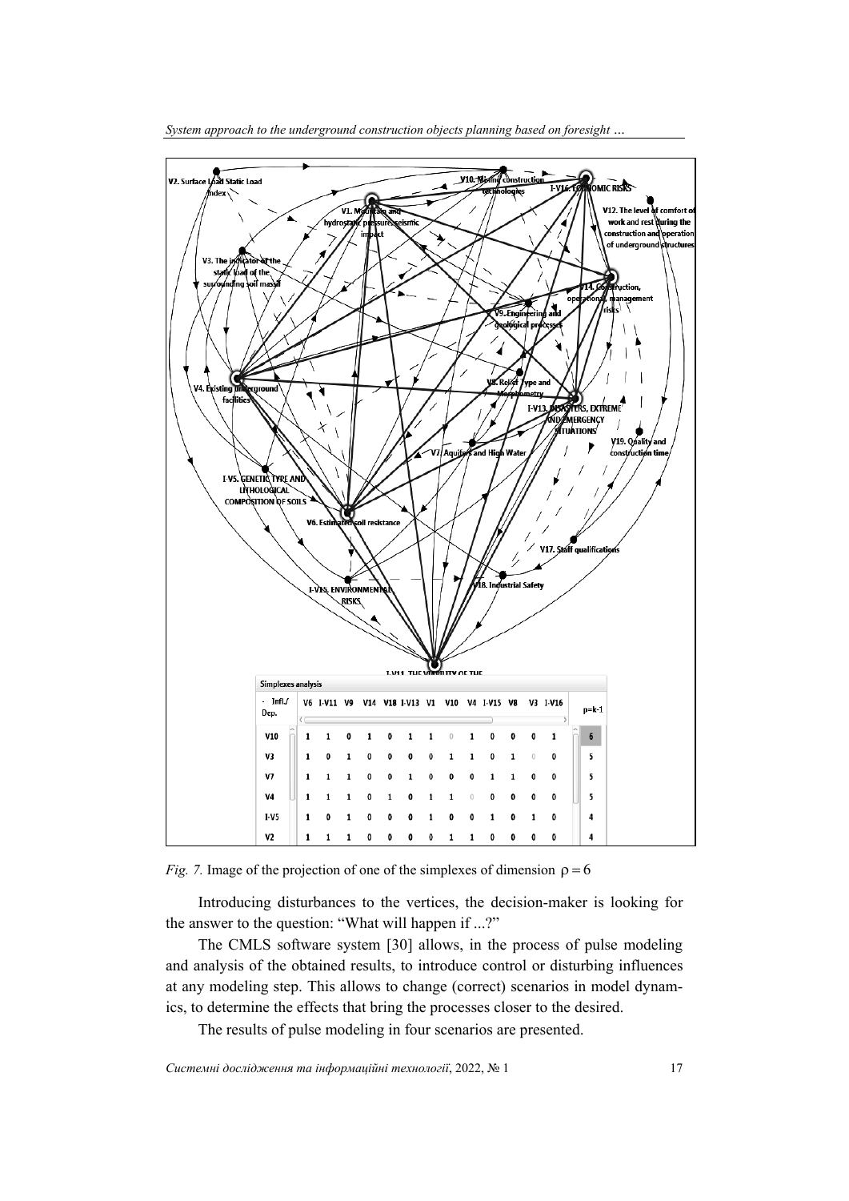Fig. 7. Image of the projection of one of the simplexes of dimension $\rho = 6$

Introducing disturbances to the vertices, the decision-maker is looking for the answer to the question: "What will happen if ...?"

The CMLS software system [30] allows, in the process of pulse modeling and analysis of the obtained results, to introduce control or disturbing influences at any modeling step. This allows to change (correct) scenarios in model dynamics, to determine the effects that bring the processes closer to the desired.

The results of pulse modeling in four scenarios are presented.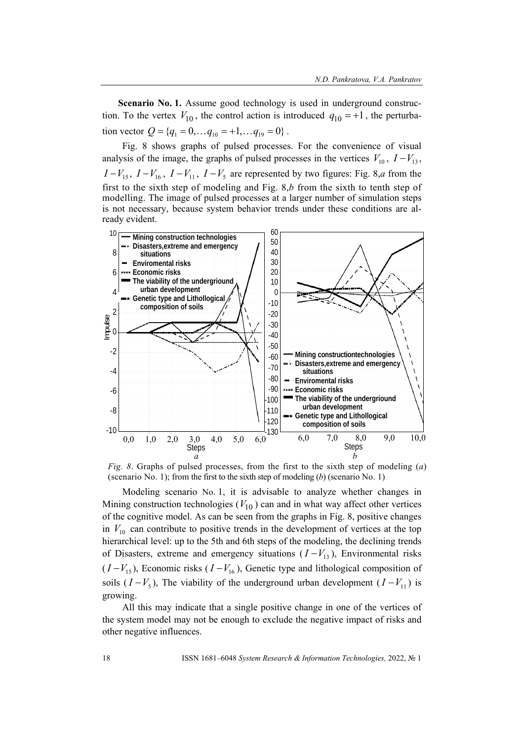**Scenario No. 1.** Assume good technology is used in underground construction. To the vertex $V_{10}$, the control action is introduced $q_{10} = +1$, the perturbation vector $Q = \{q_1 = 0, \dots q_{10} = +1, \dots q_{19} = 0\}$.

Fig. 8 shows graphs of pulsed processes. For the convenience of visual analysis of the image, the graphs of pulsed processes in the vertices $V_{10}$, $I-V_{13}$, $I-V_{15}$, $I-V_{16}$, $I-V_{11}$, $I-V_5$ are represented by two figures: Fig. 8,*a* from the first to the sixth step of modeling and Fig. 8,*b* from the sixth to tenth step of modelling. The image of pulsed processes at a larger number of simulation steps is not necessary, because system behavior trends under these conditions are already evident.

*Fig. 8*. Graphs of pulsed processes, from the first to the sixth step of modeling (*a*) (scenario No. 1); from the first to the sixth step of modeling (*b*) (scenario No. 1)

Modeling scenario No. 1, it is advisable to analyze whether changes in Mining construction technologies ($V_{10}$) can and in what way affect other vertices of the cognitive model. As can be seen from the graphs in Fig. 8, positive changes in $V_{10}$ can contribute to positive trends in the development of vertices at the top hierarchical level: up to the 5th and 6th steps of the modeling, the declining trends of Disasters, extreme and emergency situations ($I-V_{13}$), Environmental risks ($I-V_{15}$), Economic risks ($I-V_{16}$), Genetic type and lithological composition of soils ($I-V_5$), The viability of the underground urban development ($I-V_{11}$) is growing.

All this may indicate that a single positive change in one of the vertices of the system model may not be enough to exclude the negative impact of risks and other negative influences.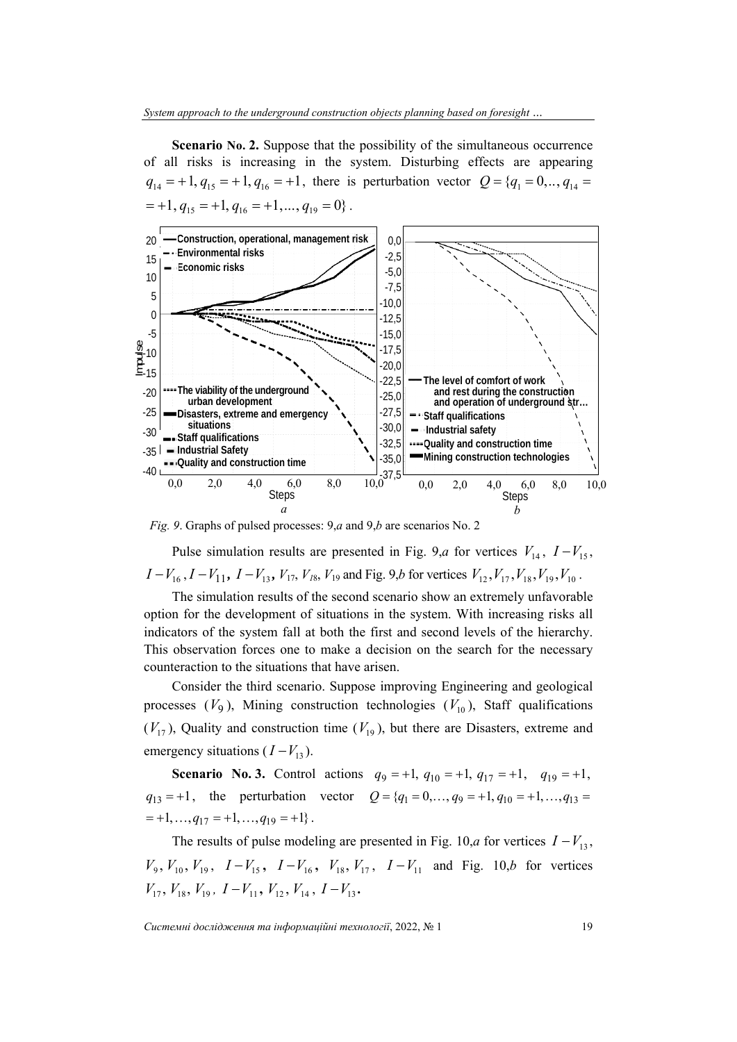**Scenario No. 2.** Suppose that the possibility of the simultaneous occurrence of all risks is increasing in the system. Disturbing effects are appearing $q_{14} = +1, q_{15} = +1, q_{16} = +1$, there is perturbation vector $Q = \{q_1 = 0,.., q_{14} = = +1, q_{15} = +1, q_{16} = +1,..., q_{19} = 0\}$.

*Fig. 9*. Graphs of pulsed processes: 9,*a* and 9,*b* are scenarios No. 2

Pulse simulation results are presented in Fig. 9,*a* for vertices $V_{14}$, $I - V_{15}$, $I - V_{16}$, $I - V_{11}$, $I - V_{13}$, $V_{17}$, $V_{18}$, $V_{19}$ and Fig. 9,*b* for vertices $V_{12}, V_{17}, V_{18}, V_{19}, V_{10}$.

The simulation results of the second scenario show an extremely unfavorable option for the development of situations in the system. With increasing risks all indicators of the system fall at both the first and second levels of the hierarchy. This observation forces one to make a decision on the search for the necessary counteraction to the situations that have arisen.

Consider the third scenario. Suppose improving Engineering and geological processes ($V_9$), Mining construction technologies ($V_{10}$), Staff qualifications ($V_{17}$), Quality and construction time ($V_{19}$), but there are Disasters, extreme and emergency situations ($I - V_{13}$).

**Scenario No. 3.** Control actions $q_9 = +1$, $q_{10} = +1$, $q_{17} = +1$, $q_{19} = +1$, $q_{13} = +1$, the perturbation vector $Q = \{q_1 = 0,\ldots, q_9 = +1, q_{10} = +1,\ldots, q_{13} = = +1,\ldots, q_{17} = +1,\ldots, q_{19} = +1\}$.

The results of pulse modeling are presented in Fig. 10,*a* for vertices $I - V_{13}$, $V_9, V_{10}, V_{19}$, $I - V_{15}$, $I - V_{16}$, $V_{18}, V_{17}$, $I - V_{11}$ and Fig. 10,*b* for vertices $V_{17}, V_{18}, V_{19}$, $I - V_{11}$, $V_{12}, V_{14}$, $I - V_{13}$.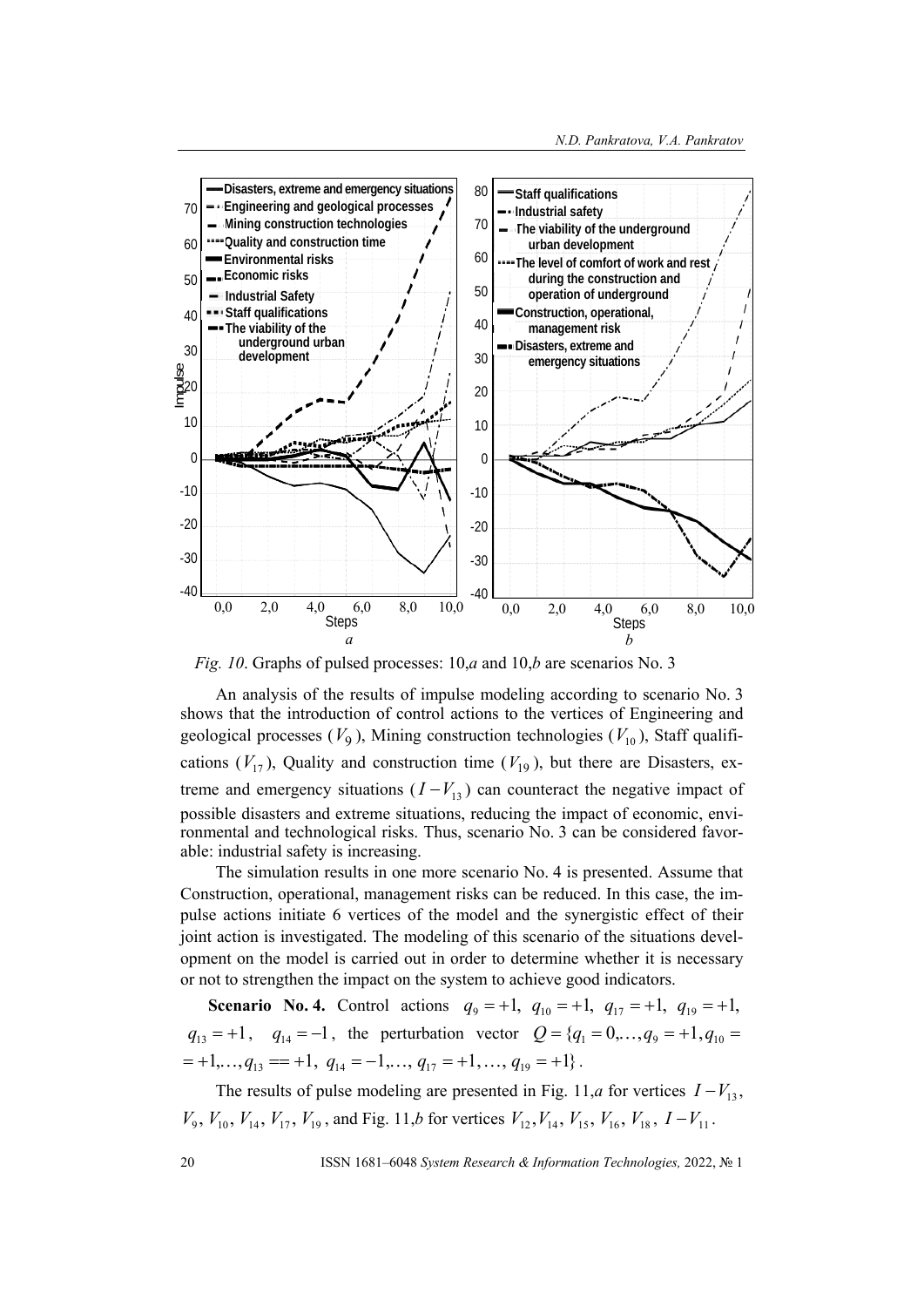*Fig. 10*. Graphs of pulsed processes: 10,*a* and 10,*b* are scenarios No. 3

An analysis of the results of impulse modeling according to scenario No. 3 shows that the introduction of control actions to the vertices of Engineering and geological processes ($V_9$), Mining construction technologies ($V_{10}$), Staff qualifications ($V_{17}$), Quality and construction time ($V_{19}$), but there are Disasters, extreme and emergency situations ($I-V_{13}$) can counteract the negative impact of possible disasters and extreme situations, reducing the impact of economic, environmental and technological risks. Thus, scenario No. 3 can be considered favorable: industrial safety is increasing.

The simulation results in one more scenario No. 4 is presented. Assume that Construction, operational, management risks can be reduced. In this case, the impulse actions initiate 6 vertices of the model and the synergistic effect of their joint action is investigated. The modeling of this scenario of the situations development on the model is carried out in order to determine whether it is necessary or not to strengthen the impact on the system to achieve good indicators.

**Scenario No. 4.** Control actions $q_9=+1,\ q_{10}=+1,\ q_{17}=+1,\ q_{19}=+1,$ $q_{13}=+1$, $q_{14}=-1$, the perturbation vector $Q=\{q_1=0,\ldots,q_9=+1,q_{10}= =+1,\ldots,q_{13}==+1,\ q_{14}=-1,\ldots,\ q_{17}=+1,\ldots,\ q_{19}=+1\}$.

The results of pulse modeling are presented in Fig. 11,*a* for vertices $I-V_{13}$, $V_9$, $V_{10}$, $V_{14}$, $V_{17}$, $V_{19}$, and Fig. 11,*b* for vertices $V_{12}, V_{14}, V_{15}, V_{16}, V_{18}$, $I-V_{11}$.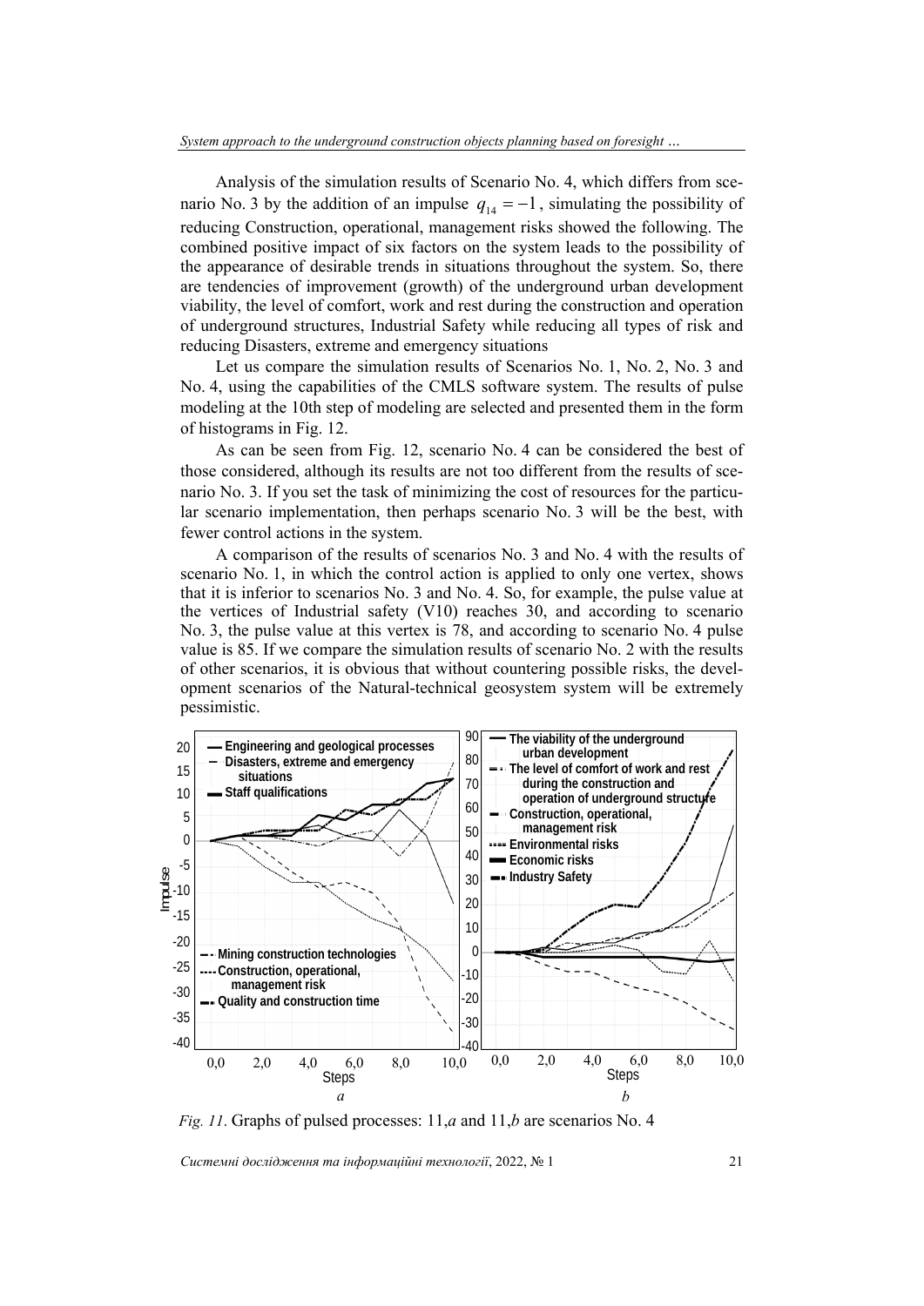Analysis of the simulation results of Scenario No. 4, which differs from scenario No. 3 by the addition of an impulse $q_{14} = -1$, simulating the possibility of reducing Construction, operational, management risks showed the following. The combined positive impact of six factors on the system leads to the possibility of the appearance of desirable trends in situations throughout the system. So, there are tendencies of improvement (growth) of the underground urban development viability, the level of comfort, work and rest during the construction and operation of underground structures, Industrial Safety while reducing all types of risk and reducing Disasters, extreme and emergency situations

Let us compare the simulation results of Scenarios No. 1, No. 2, No. 3 and No. 4, using the capabilities of the CMLS software system. The results of pulse modeling at the 10th step of modeling are selected and presented them in the form of histograms in Fig. 12.

As can be seen from Fig. 12, scenario No. 4 can be considered the best of those considered, although its results are not too different from the results of scenario No. 3. If you set the task of minimizing the cost of resources for the particular scenario implementation, then perhaps scenario No. 3 will be the best, with fewer control actions in the system.

A comparison of the results of scenarios No. 3 and No. 4 with the results of scenario No. 1, in which the control action is applied to only one vertex, shows that it is inferior to scenarios No. 3 and No. 4. So, for example, the pulse value at the vertices of Industrial safety (V10) reaches 30, and according to scenario No. 3, the pulse value at this vertex is 78, and according to scenario No. 4 pulse value is 85. If we compare the simulation results of scenario No. 2 with the results of other scenarios, it is obvious that without countering possible risks, the development scenarios of the Natural-technical geosystem system will be extremely pessimistic.

*Fig. 11.* Graphs of pulsed processes: 11,*a* and 11,*b* are scenarios No. 4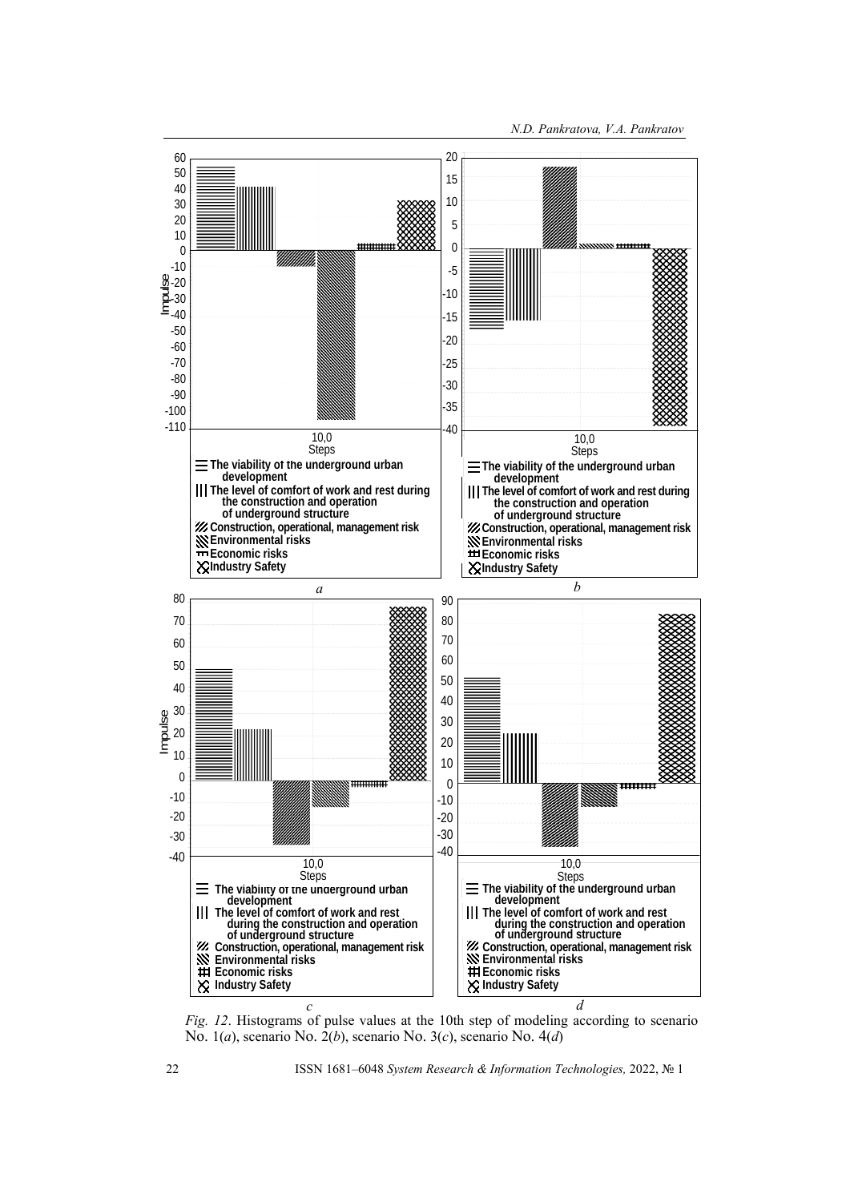*Fig. 12*. Histograms of pulse values at the 10th step of modeling according to scenario No. 1(*a*), scenario No. 2(*b*), scenario No. 3(*c*), scenario No. 4(*d*)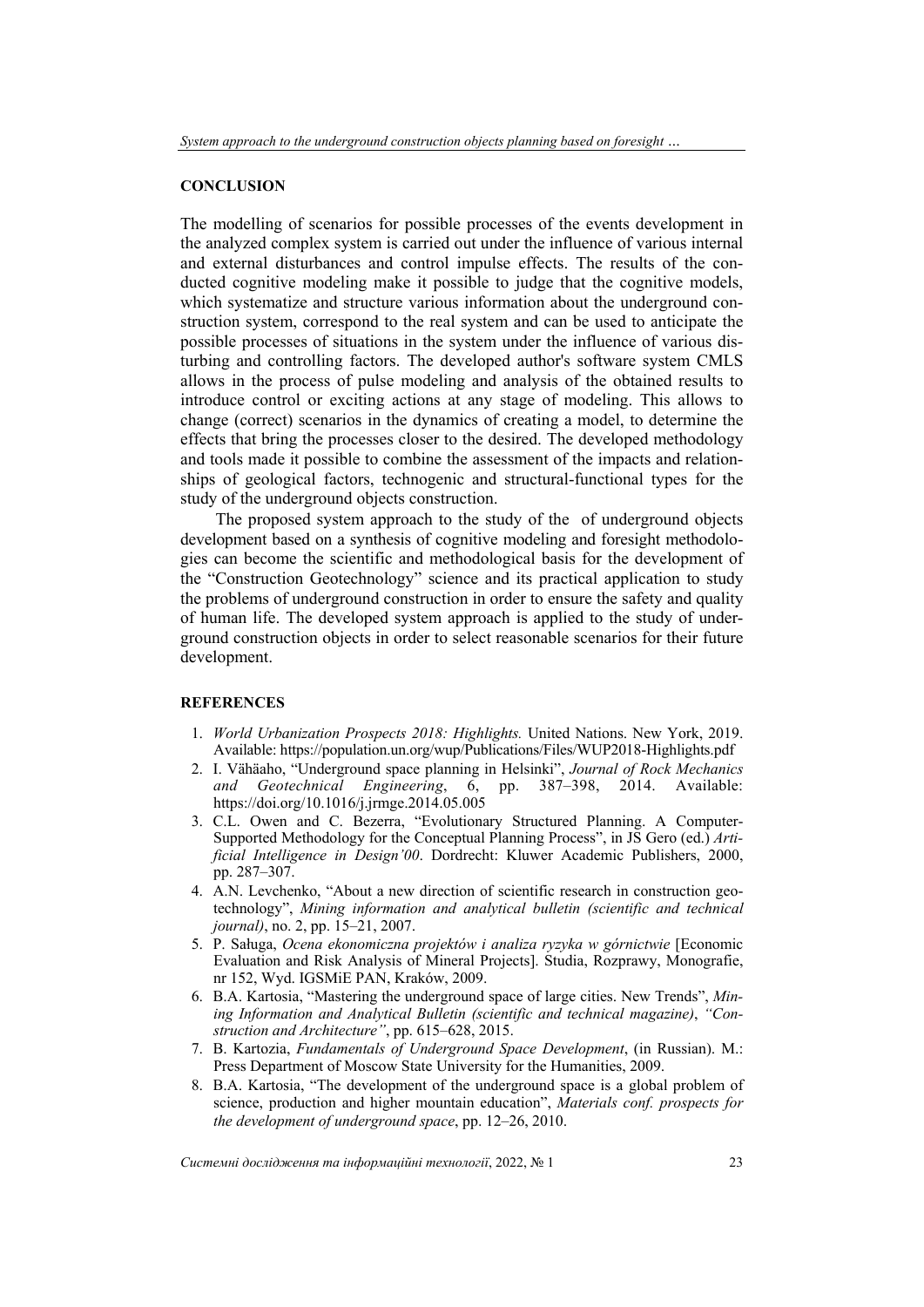## CONCLUSION

The modelling of scenarios for possible processes of the events development in the analyzed complex system is carried out under the influence of various internal and external disturbances and control impulse effects. The results of the conducted cognitive modeling make it possible to judge that the cognitive models, which systematize and structure various information about the underground construction system, correspond to the real system and can be used to anticipate the possible processes of situations in the system under the influence of various disturbing and controlling factors. The developed author's software system CMLS allows in the process of pulse modeling and analysis of the obtained results to introduce control or exciting actions at any stage of modeling. This allows to change (correct) scenarios in the dynamics of creating a model, to determine the effects that bring the processes closer to the desired. The developed methodology and tools made it possible to combine the assessment of the impacts and relationships of geological factors, technogenic and structural-functional types for the study of the underground objects construction.

The proposed system approach to the study of the  of underground objects development based on a synthesis of cognitive modeling and foresight methodologies can become the scientific and methodological basis for the development of the "Construction Geotechnology" science and its practical application to study the problems of underground construction in order to ensure the safety and quality of human life. The developed system approach is applied to the study of underground construction objects in order to select reasonable scenarios for their future development.

## REFERENCES

1. *World Urbanization Prospects 2018: Highlights.* United Nations. New York, 2019. Available: https://population.un.org/wup/Publications/Files/WUP2018-Highlights.pdf
2. I. Vähäaho, "Underground space planning in Helsinki", *Journal of Rock Mechanics and Geotechnical Engineering*, 6, pp. 387–398, 2014. Available: https://doi.org/10.1016/j.jrmge.2014.05.005
3. C.L. Owen and C. Bezerra, "Evolutionary Structured Planning. A Computer-Supported Methodology for the Conceptual Planning Process", in JS Gero (ed.) *Artificial Intelligence in Design'00*. Dordrecht: Kluwer Academic Publishers, 2000, pp. 287–307.
4. A.N. Levchenko, "About a new direction of scientific research in construction geotechnology", *Mining information and analytical bulletin (scientific and technical journal)*, no. 2, pp. 15–21, 2007.
5. P. Saługa, *Ocena ekonomiczna projektów i analiza ryzyka w górnictwie* [Economic Evaluation and Risk Analysis of Mineral Projects]. Studia, Rozprawy, Monografie, nr 152, Wyd. IGSMiE PAN, Kraków, 2009.
6. B.A. Kartosia, "Mastering the underground space of large cities. New Trends", *Mining Information and Analytical Bulletin (scientific and technical magazine)*, *"Construction and Architecture"*, pp. 615–628, 2015.
7. B. Kartozia, *Fundamentals of Underground Space Development*, (in Russian). M.: Press Department of Moscow State University for the Humanities, 2009.
8. B.A. Kartosia, "The development of the underground space is a global problem of science, production and higher mountain education", *Materials conf. prospects for the development of underground space*, pp. 12–26, 2010.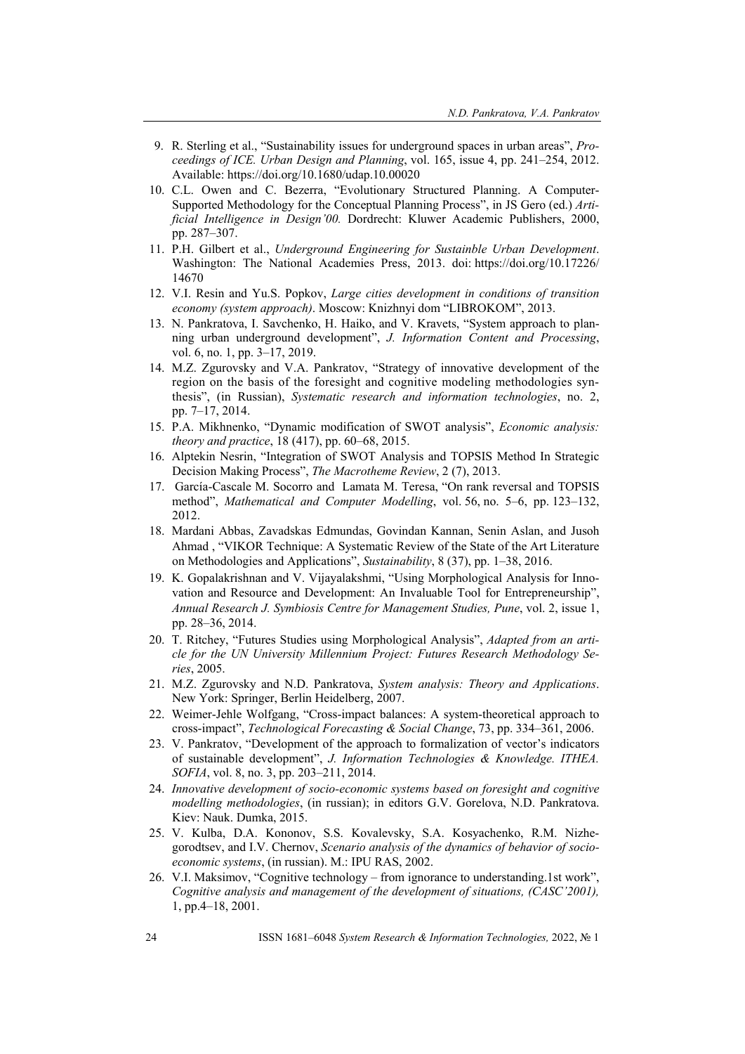9. R. Sterling et al., "Sustainability issues for underground spaces in urban areas", *Proceedings of ICE. Urban Design and Planning*, vol. 165, issue 4, pp. 241–254, 2012. Available: https://doi.org/10.1680/udap.10.00020
10. C.L. Owen and C. Bezerra, "Evolutionary Structured Planning. A Computer-Supported Methodology for the Conceptual Planning Process", in JS Gero (ed.) *Artificial Intelligence in Design'00.* Dordrecht: Kluwer Academic Publishers, 2000, pp. 287–307.
11. P.H. Gilbert et al., *Underground Engineering for Sustainble Urban Development*. Washington: The National Academies Press, 2013. doi: https://doi.org/10.17226/14670
12. V.I. Resin and Yu.S. Popkov, *Large cities development in conditions of transition economy (system approach)*. Moscow: Knizhnyi dom "LIBROKOM", 2013.
13. N. Pankratova, I. Savchenko, H. Haiko, and V. Kravets, "System approach to planning urban underground development", *J. Information Content and Processing*, vol. 6, no. 1, pp. 3–17, 2019.
14. M.Z. Zgurovsky and V.A. Pankratov, "Strategy of innovative development of the region on the basis of the foresight and cognitive modeling methodologies synthesis", (in Russian), *Systematic research and information technologies*, no. 2, pp. 7–17, 2014.
15. P.A. Mikhnenko, "Dynamic modification of SWOT analysis", *Economic analysis: theory and practice*, 18 (417), pp. 60–68, 2015.
16. Alptekin Nesrin, "Integration of SWOT Analysis and TOPSIS Method In Strategic Decision Making Process", *The Macrotheme Review*, 2 (7), 2013.
17. García-Cascale M. Socorro and Lamata M. Teresa, "On rank reversal and TOPSIS method", *Mathematical and Computer Modelling*, vol. 56, no. 5–6, pp. 123–132, 2012.
18. Mardani Abbas, Zavadskas Edmundas, Govindan Kannan, Senin Aslan, and Jusoh Ahmad , "VIKOR Technique: A Systematic Review of the State of the Art Literature on Methodologies and Applications", *Sustainability*, 8 (37), pp. 1–38, 2016.
19. K. Gopalakrishnan and V. Vijayalakshmi, "Using Morphological Analysis for Innovation and Resource and Development: An Invaluable Tool for Entrepreneurship", *Annual Research J. Symbiosis Centre for Management Studies, Pune*, vol. 2, issue 1, pp. 28–36, 2014.
20. T. Ritchey, "Futures Studies using Morphological Analysis", *Adapted from an article for the UN University Millennium Project: Futures Research Methodology Series*, 2005.
21. M.Z. Zgurovsky and N.D. Pankratova, *System analysis: Theory and Applications*. New York: Springer, Berlin Heidelberg, 2007.
22. Weimer-Jehle Wolfgang, "Cross-impact balances: A system-theoretical approach to cross-impact", *Technological Forecasting & Social Change*, 73, pp. 334–361, 2006.
23. V. Pankratov, "Development of the approach to formalization of vector's indicators of sustainable development", *J. Information Technologies & Knowledge. ITHEA. SOFIA*, vol. 8, no. 3, pp. 203–211, 2014.
24. *Innovative development of socio-economic systems based on foresight and cognitive modelling methodologies*, (in russian); in editors G.V. Gorelova, N.D. Pankratova. Kiev: Nauk. Dumka, 2015.
25. V. Kulba, D.A. Kononov, S.S. Kovalevsky, S.A. Kosyachenko, R.M. Nizhegorodtsev, and I.V. Chernov, *Scenario analysis of the dynamics of behavior of socio-economic systems*, (in russian). M.: IPU RAS, 2002.
26. V.I. Maksimov, "Cognitive technology – from ignorance to understanding.1st work", *Cognitive analysis and management of the development of situations, (CASC'2001),* 1, pp.4–18, 2001.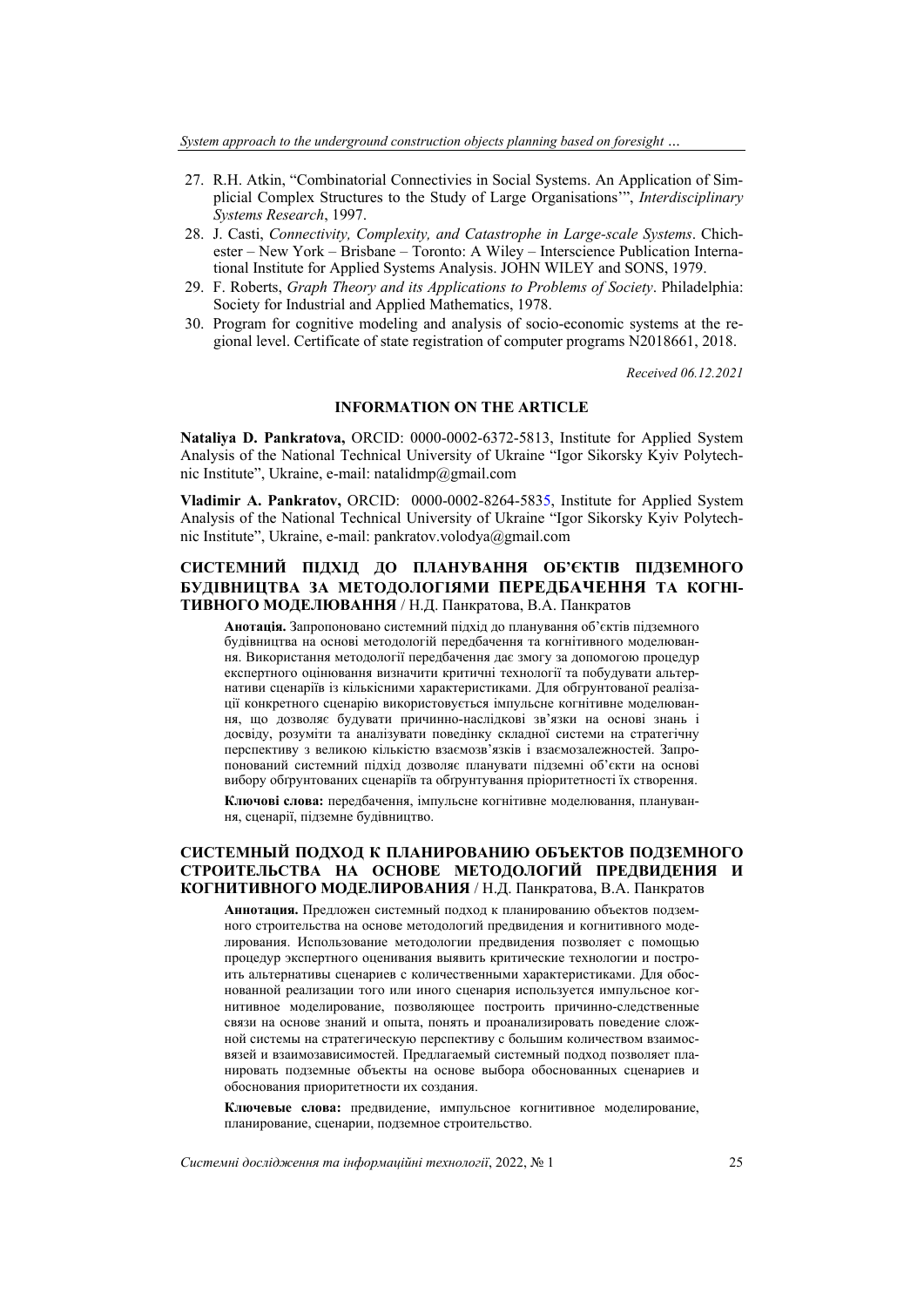27. R.H. Atkin, “Combinatorial Connectivies in Social Systems. An Application of Simplicial Complex Structures to the Study of Large Organisations’”, *Interdisciplinary Systems Research*, 1997.
28. J. Casti, *Connectivity, Complexity, and Catastrophe in Large-scale Systems*. Chichester – New York – Brisbane – Toronto: A Wiley – Interscience Publication International Institute for Applied Systems Analysis. JOHN WILEY and SONS, 1979.
29. F. Roberts, *Graph Theory and its Applications to Problems of Society*. Philadelphia: Society for Industrial and Applied Mathematics, 1978.
30. Program for cognitive modeling and analysis of socio-economic systems at the regional level. Certificate of state registration of computer programs N2018661, 2018.

*Received 06.12.2021*

### INFORMATION ON THE ARTICLE

**Nataliya D. Pankratova,** ORCID: 0000-0002-6372-5813, Institute for Applied System Analysis of the National Technical University of Ukraine “Igor Sikorsky Kyiv Polytechnic Institute”, Ukraine, e-mail: natalidmp@gmail.com

**Vladimir A. Pankratov,** ORCID: 0000-0002-8264-5835, Institute for Applied System Analysis of the National Technical University of Ukraine “Igor Sikorsky Kyiv Polytechnic Institute”, Ukraine, e-mail: pankratov.volodya@gmail.com

### СИСТЕМНИЙ ПІДХІД ДО ПЛАНУВАННЯ ОБ’ЄКТІВ ПІДЗЕМНОГО БУДІВНИЦТВА ЗА МЕТОДОЛОГІЯМИ ПЕРЕДБАЧЕННЯ ТА КОГНІТИВНОГО МОДЕЛЮВАННЯ / Н.Д. Панкратова, В.А. Панкратов

**Анотація.** Запропоновано системний підхід до планування об’єктів підземного будівництва на основі методологій передбачення та когнітивного моделювання. Використання методології передбачення дає змогу за допомогою процедур експертного оцінювання визначити критичні технології та побудувати альтернативи сценаріїв із кількісними характеристиками. Для обгрунтованої реалізації конкретного сценарію використовується імпульсне когнітивне моделювання, що дозволяє будувати причинно-наслідкові зв’язки на основі знань і досвіду, розуміти та аналізувати поведінку складної системи на стратегічну перспективу з великою кількістю взаємозв’язків і взаємозалежностей. Запропонований системний підхід дозволяє планувати підземні об’єкти на основі вибору обгрунтованих сценаріїв та обгрунтування пріоритетності їх створення.

**Ключові слова:** передбачення, імпульсне когнітивне моделювання, планування, сценарії, підземне будівництво.

### СИСТЕМНЫЙ ПОДХОД К ПЛАНИРОВАНИЮ ОБЪЕКТОВ ПОДЗЕМНОГО СТРОИТЕЛЬСТВА НА ОСНОВЕ МЕТОДОЛОГИЙ ПРЕДВИДЕНИЯ И КОГНИТИВНОГО МОДЕЛИРОВАНИЯ / Н.Д. Панкратова, В.А. Панкратов

**Аннотация.** Предложен системный подход к планированию объектов подземного строительства на основе методологий предвидения и когнитивного моделирования. Использование методологии предвидения позволяет с помощью процедур экспертного оценивания выявить критические технологии и построить альтернативы сценариев с количественными характеристиками. Для обоснованной реализации того или иного сценария используется импульсное когнитивное моделирование, позволяющее построить причинно-следственные связи на основе знаний и опыта, понять и проанализировать поведение сложной системы на стратегическую перспективу с большим количеством взаимосвязей и взаимозависимостей. Предлагаемый системный подход позволяет планировать подземные объекты на основе выбора обоснованных сценариев и обоснования приоритетности их создания.

**Ключевые слова:** предвидение, импульсное когнитивное моделирование, планирование, сценарии, подземное строительство.